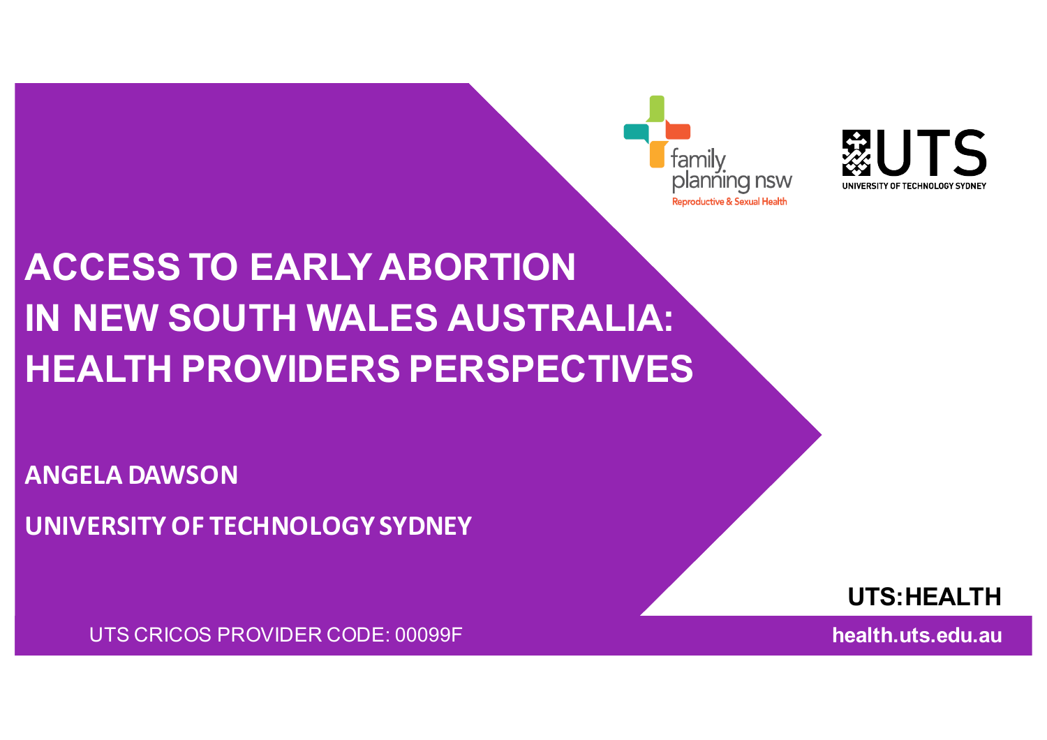family planning nsw
Reproductive & Sexual Health

UTS
UNIVERSITY OF TECHNOLOGY SYDNEY

# ACCESS TO EARLY ABORTION IN NEW SOUTH WALES AUSTRALIA: HEALTH PROVIDERS PERSPECTIVES

**ANGELA DAWSON**

**UNIVERSITY OF TECHNOLOGY SYDNEY**

**UTS:HEALTH**

UTS CRICOS PROVIDER CODE: 00099F

**health.uts.edu.au**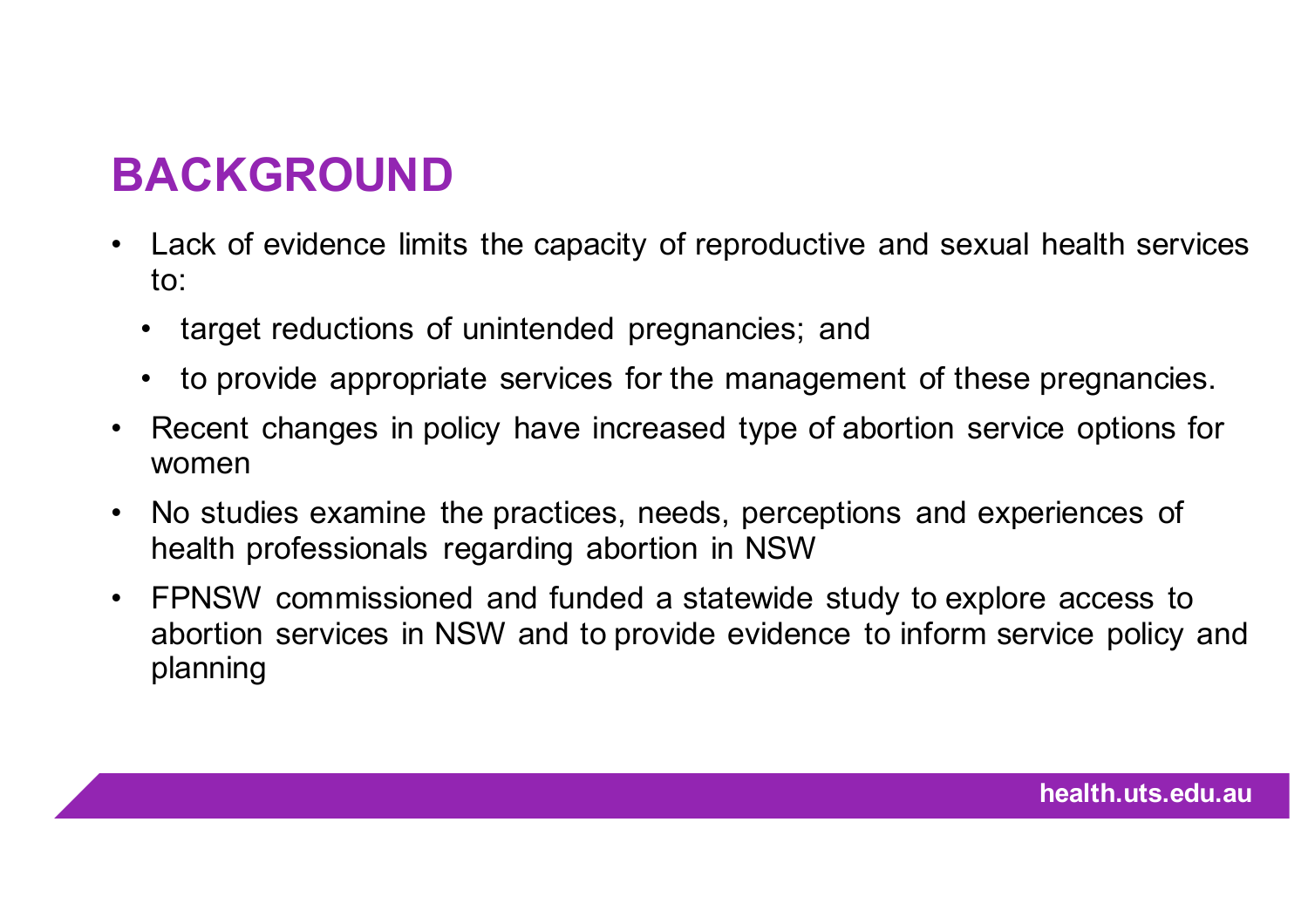# BACKGROUND

- Lack of evidence limits the capacity of reproductive and sexual health services to:
  - target reductions of unintended pregnancies; and
  - to provide appropriate services for the management of these pregnancies.
- Recent changes in policy have increased type of abortion service options for women
- No studies examine the practices, needs, perceptions and experiences of health professionals regarding abortion in NSW
- FPNSW commissioned and funded a statewide study to explore access to abortion services in NSW and to provide evidence to inform service policy and planning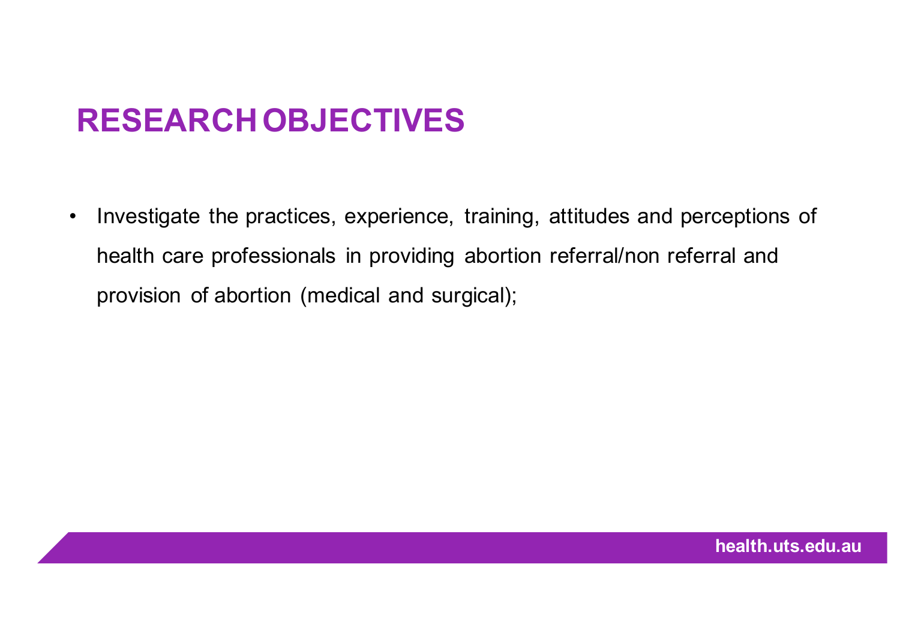# RESEARCH OBJECTIVES

- Investigate the practices, experience, training, attitudes and perceptions of health care professionals in providing abortion referral/non referral and provision of abortion (medical and surgical);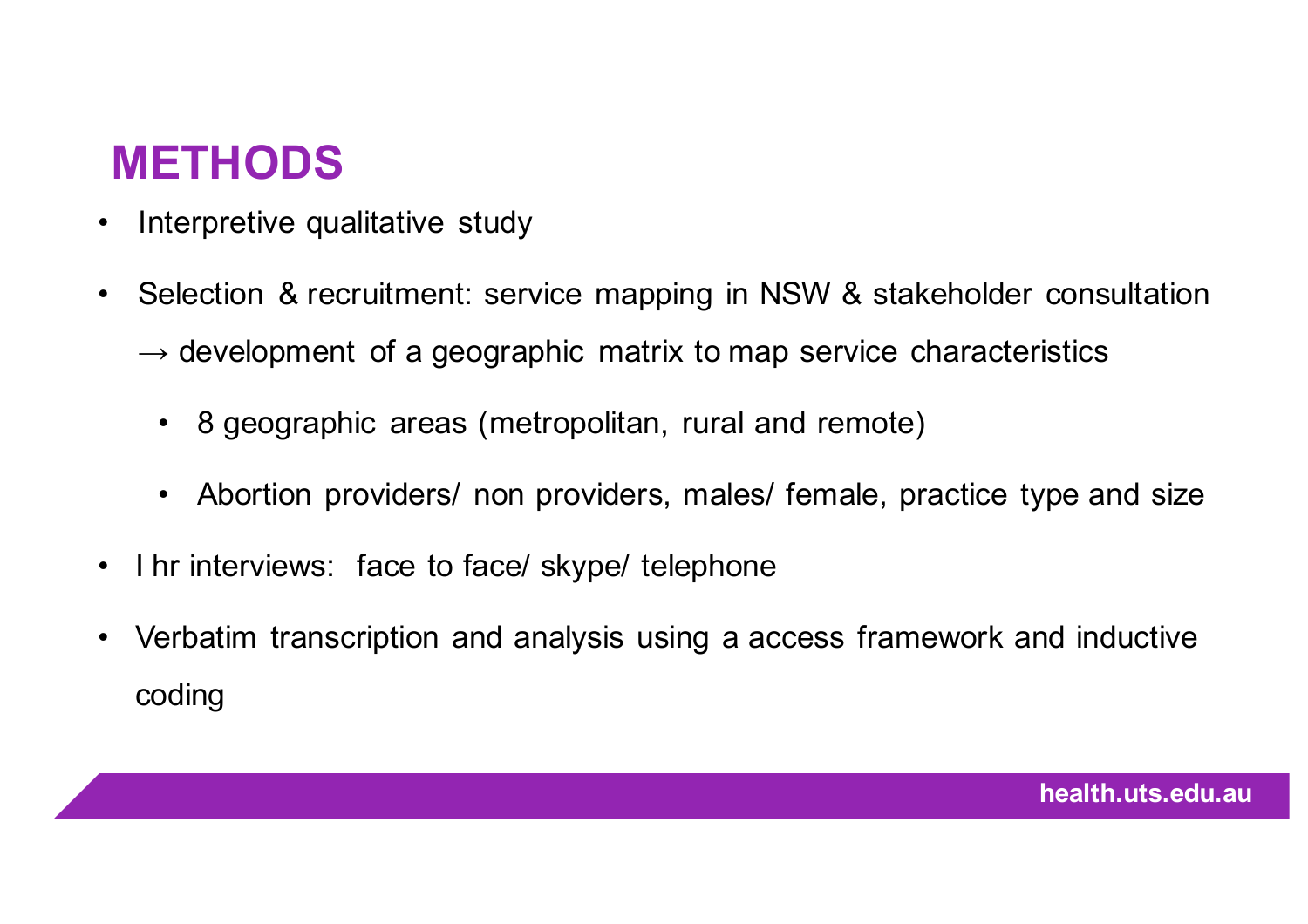# METHODS

- Interpretive qualitative study
- Selection & recruitment: service mapping in NSW & stakeholder consultation → development of a geographic matrix to map service characteristics
  - 8 geographic areas (metropolitan, rural and remote)
  - Abortion providers/ non providers, males/ female, practice type and size
- I hr interviews: face to face/ skype/ telephone
- Verbatim transcription and analysis using a access framework and inductive coding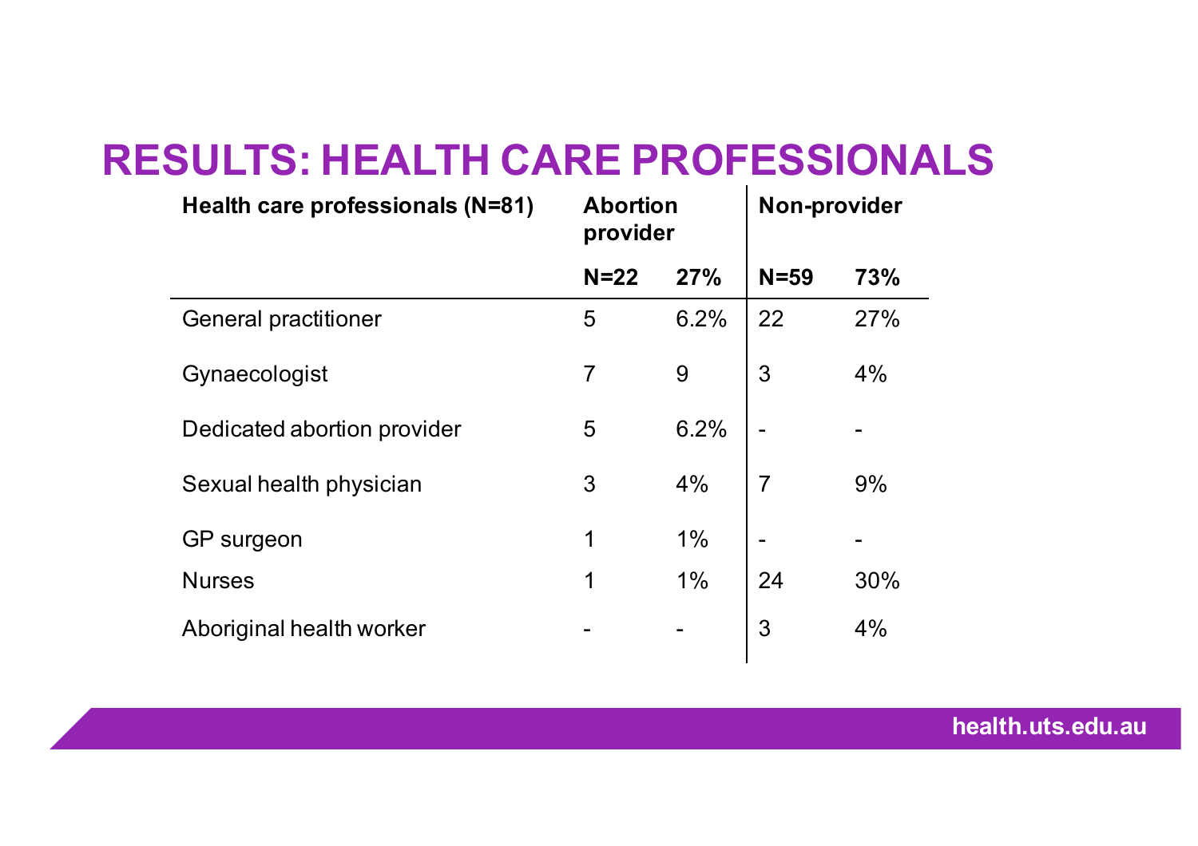# RESULTS: HEALTH CARE PROFESSIONALS

| Health care professionals (N=81) | Abortion provider | | Non-provider | |
|---|---|---|---|---|
| | N=22 | 27% | N=59 | 73% |
| General practitioner | 5 | 6.2% | 22 | 27% |
| Gynaecologist | 7 | 9 | 3 | 4% |
| Dedicated abortion provider | 5 | 6.2% | - | - |
| Sexual health physician | 3 | 4% | 7 | 9% |
| GP surgeon | 1 | 1% | - | - |
| Nurses | 1 | 1% | 24 | 30% |
| Aboriginal health worker | - | - | 3 | 4% |

health.uts.edu.au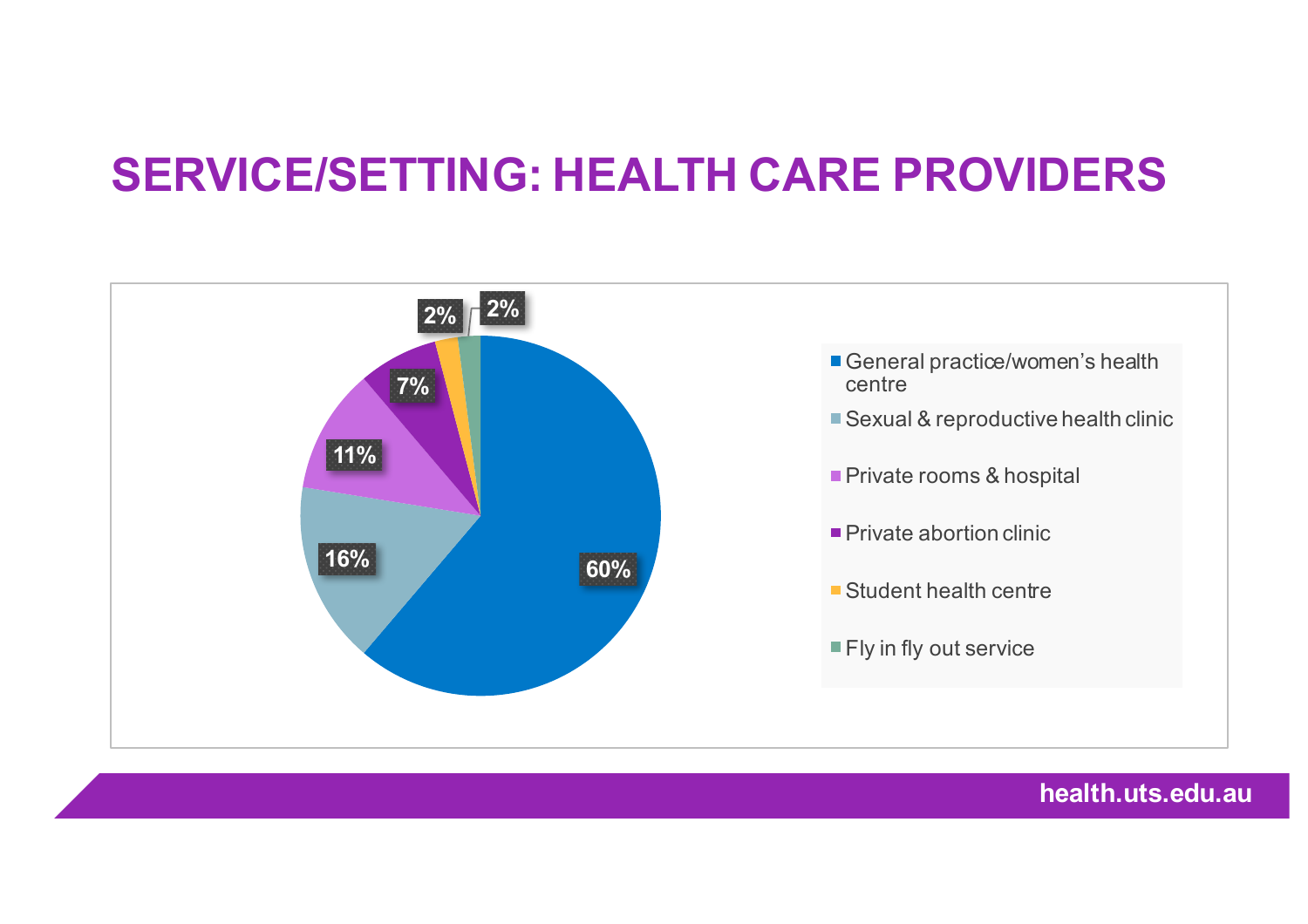# SERVICE/SETTING: HEALTH CARE PROVIDERS

| Service/Setting | Percentage |
|---|---|
| General practice/women's health centre | 60% |
| Sexual & reproductive health clinic | 16% |
| Private rooms & hospital | 11% |
| Private abortion clinic | 7% |
| Student health centre | 2% |
| Fly in fly out service | 2% |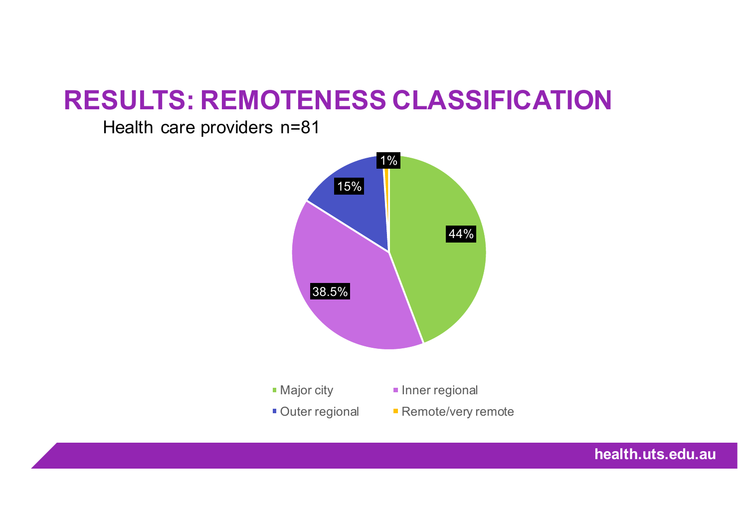# RESULTS: REMOTENESS CLASSIFICATION

Health care providers n=81

| Remoteness | Percentage |
| --- | --- |
| Major city | 44% |
| Inner regional | 38.5% |
| Outer regional | 15% |
| Remote/very remote | 1% |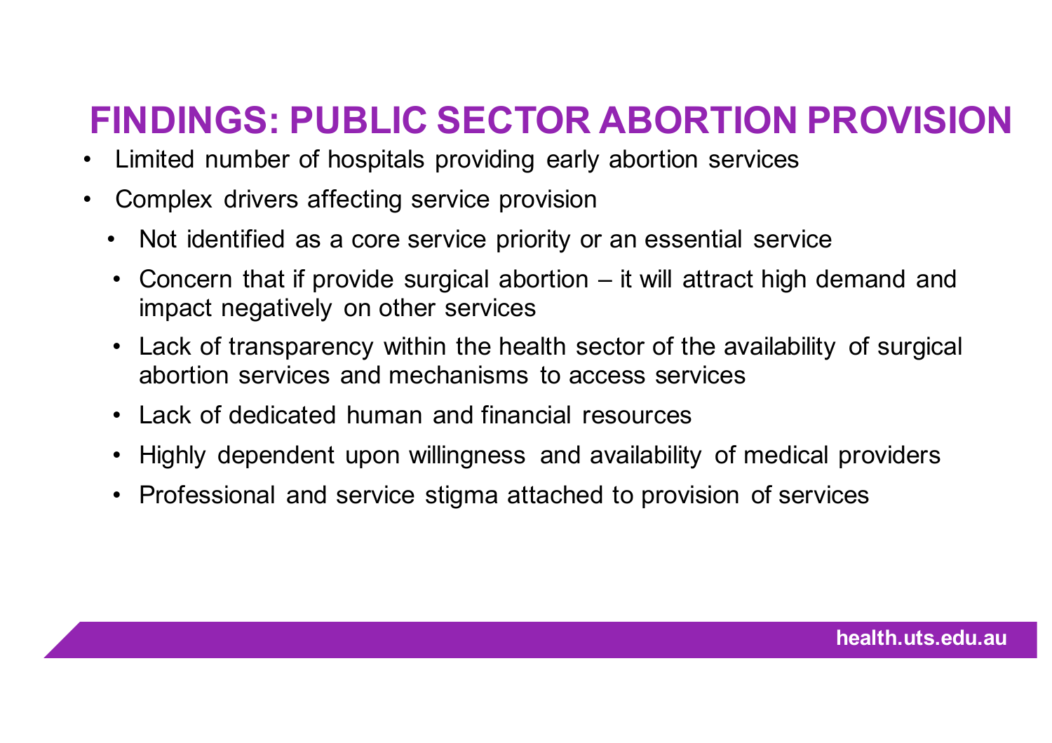# FINDINGS: PUBLIC SECTOR ABORTION PROVISION

- Limited number of hospitals providing early abortion services
- Complex drivers affecting service provision
  - Not identified as a core service priority or an essential service
  - Concern that if provide surgical abortion – it will attract high demand and impact negatively on other services
  - Lack of transparency within the health sector of the availability of surgical abortion services and mechanisms to access services
  - Lack of dedicated human and financial resources
  - Highly dependent upon willingness and availability of medical providers
  - Professional and service stigma attached to provision of services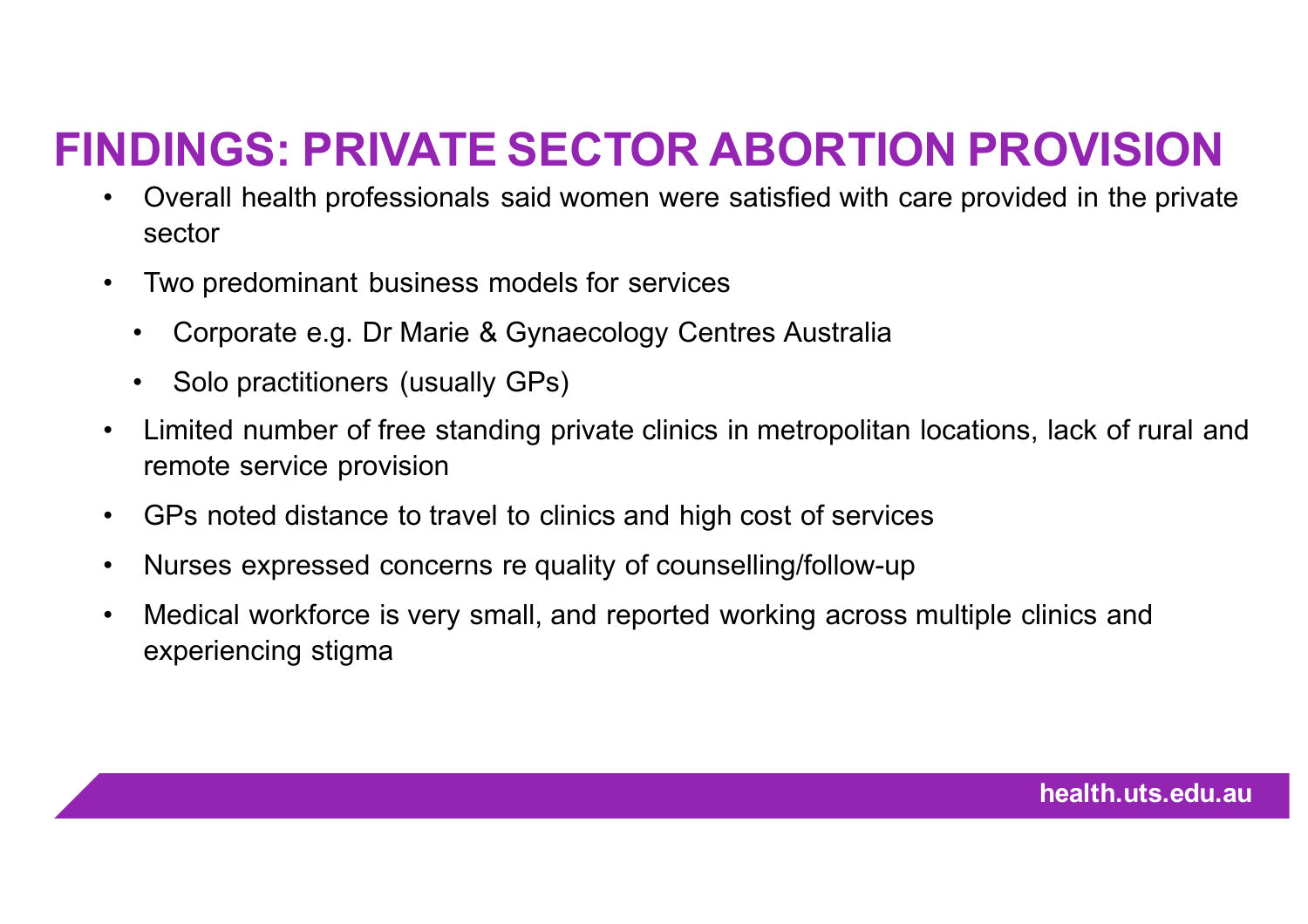# FINDINGS: PRIVATE SECTOR ABORTION PROVISION

- Overall health professionals said women were satisfied with care provided in the private sector
- Two predominant business models for services
  - Corporate e.g. Dr Marie & Gynaecology Centres Australia
  - Solo practitioners (usually GPs)
- Limited number of free standing private clinics in metropolitan locations, lack of rural and remote service provision
- GPs noted distance to travel to clinics and high cost of services
- Nurses expressed concerns re quality of counselling/follow-up
- Medical workforce is very small, and reported working across multiple clinics and experiencing stigma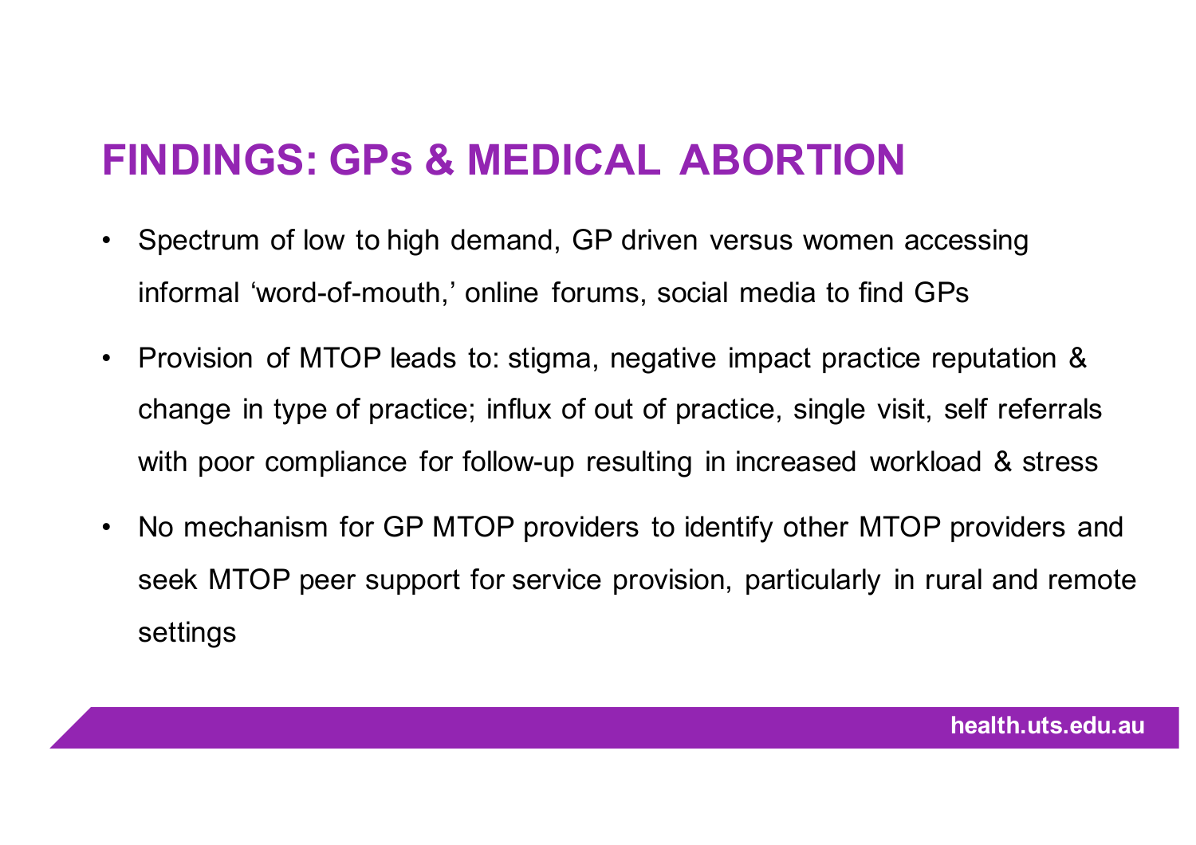# FINDINGS: GPs & MEDICAL ABORTION

- Spectrum of low to high demand, GP driven versus women accessing informal ‘word-of-mouth,’ online forums, social media to find GPs
- Provision of MTOP leads to: stigma, negative impact practice reputation & change in type of practice; influx of out of practice, single visit, self referrals with poor compliance for follow-up resulting in increased workload & stress
- No mechanism for GP MTOP providers to identify other MTOP providers and seek MTOP peer support for service provision, particularly in rural and remote settings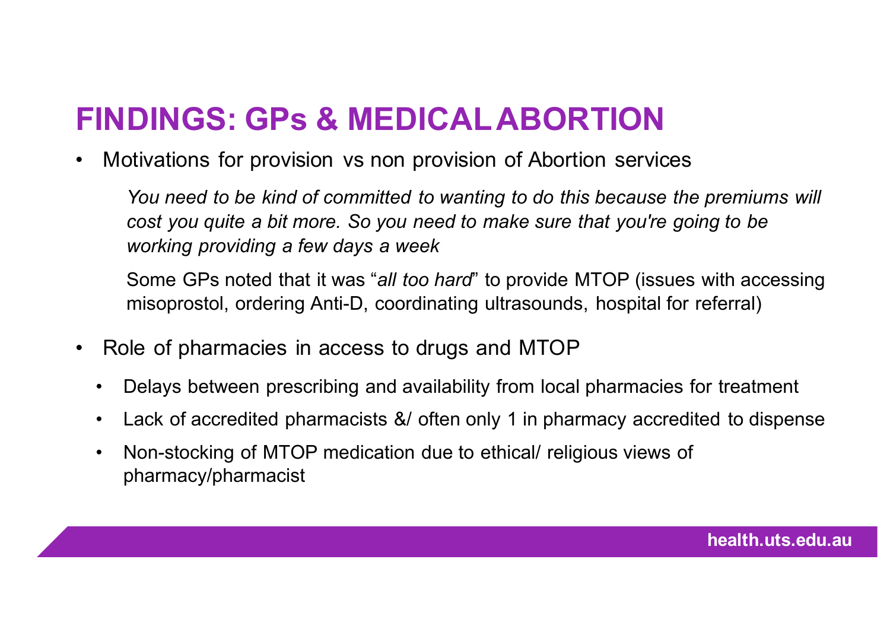# FINDINGS: GPs & MEDICAL ABORTION

- Motivations for provision vs non provision of Abortion services

  *You need to be kind of committed to wanting to do this because the premiums will cost you quite a bit more. So you need to make sure that you're going to be working providing a few days a week*

  Some GPs noted that it was "*all too hard*" to provide MTOP (issues with accessing misoprostol, ordering Anti-D, coordinating ultrasounds, hospital for referral)

- Role of pharmacies in access to drugs and MTOP
  - Delays between prescribing and availability from local pharmacies for treatment
  - Lack of accredited pharmacists &/ often only 1 in pharmacy accredited to dispense
  - Non-stocking of MTOP medication due to ethical/ religious views of pharmacy/pharmacist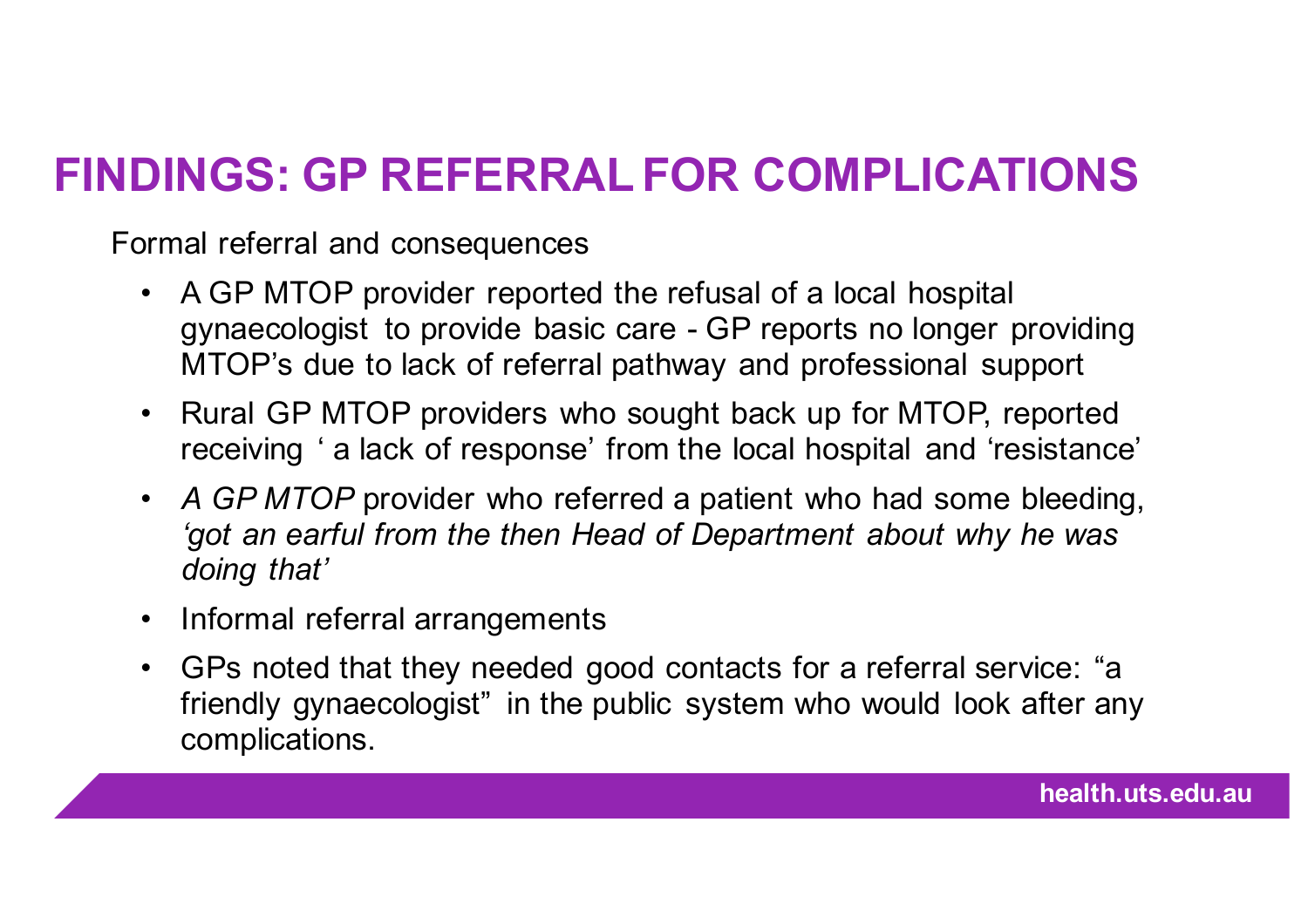# FINDINGS: GP REFERRAL FOR COMPLICATIONS

Formal referral and consequences

- A GP MTOP provider reported the refusal of a local hospital gynaecologist to provide basic care - GP reports no longer providing MTOP's due to lack of referral pathway and professional support
- Rural GP MTOP providers who sought back up for MTOP, reported receiving ' a lack of response' from the local hospital and 'resistance'
- *A GP MTOP* provider who referred a patient who had some bleeding, *'got an earful from the then Head of Department about why he was doing that'*
- Informal referral arrangements
- GPs noted that they needed good contacts for a referral service: "a friendly gynaecologist" in the public system who would look after any complications.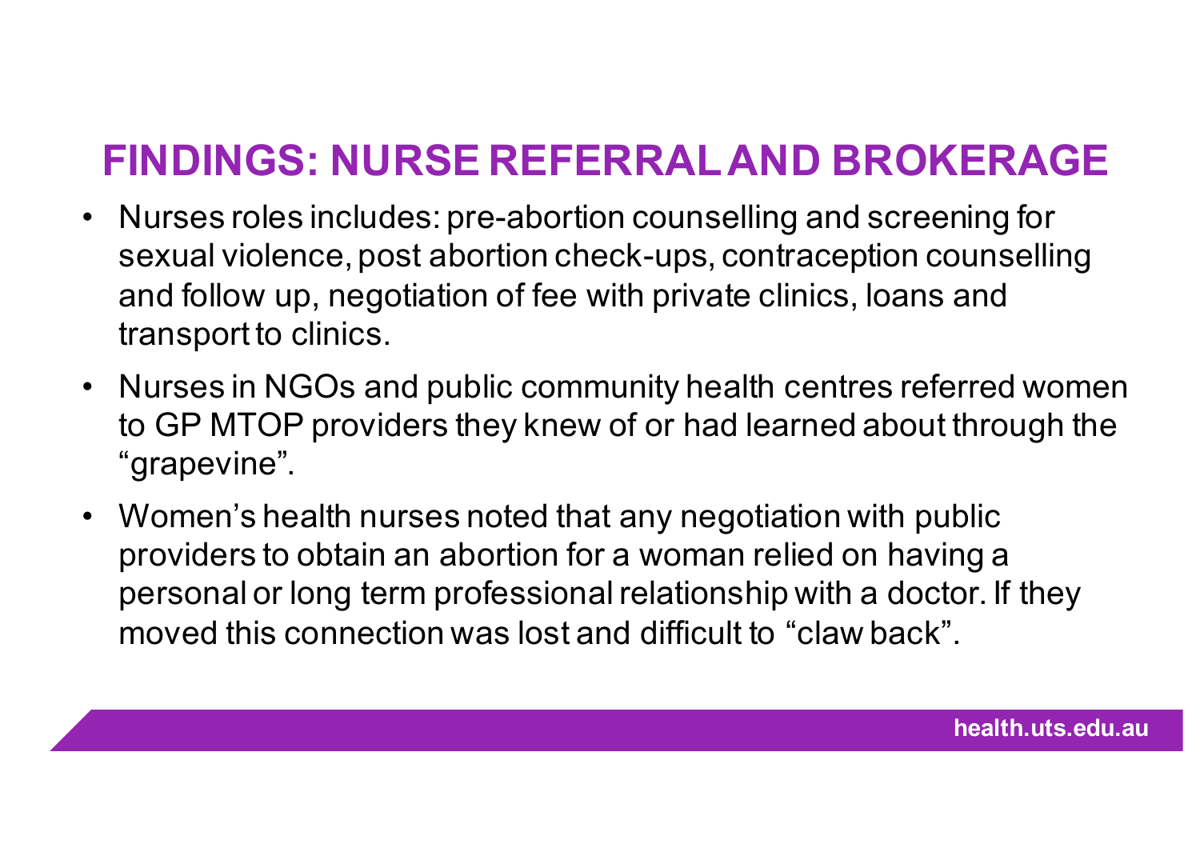# FINDINGS: NURSE REFERRAL AND BROKERAGE

- Nurses roles includes: pre-abortion counselling and screening for sexual violence, post abortion check-ups, contraception counselling and follow up, negotiation of fee with private clinics, loans and transport to clinics.
- Nurses in NGOs and public community health centres referred women to GP MTOP providers they knew of or had learned about through the "grapevine".
- Women's health nurses noted that any negotiation with public providers to obtain an abortion for a woman relied on having a personal or long term professional relationship with a doctor. If they moved this connection was lost and difficult to "claw back".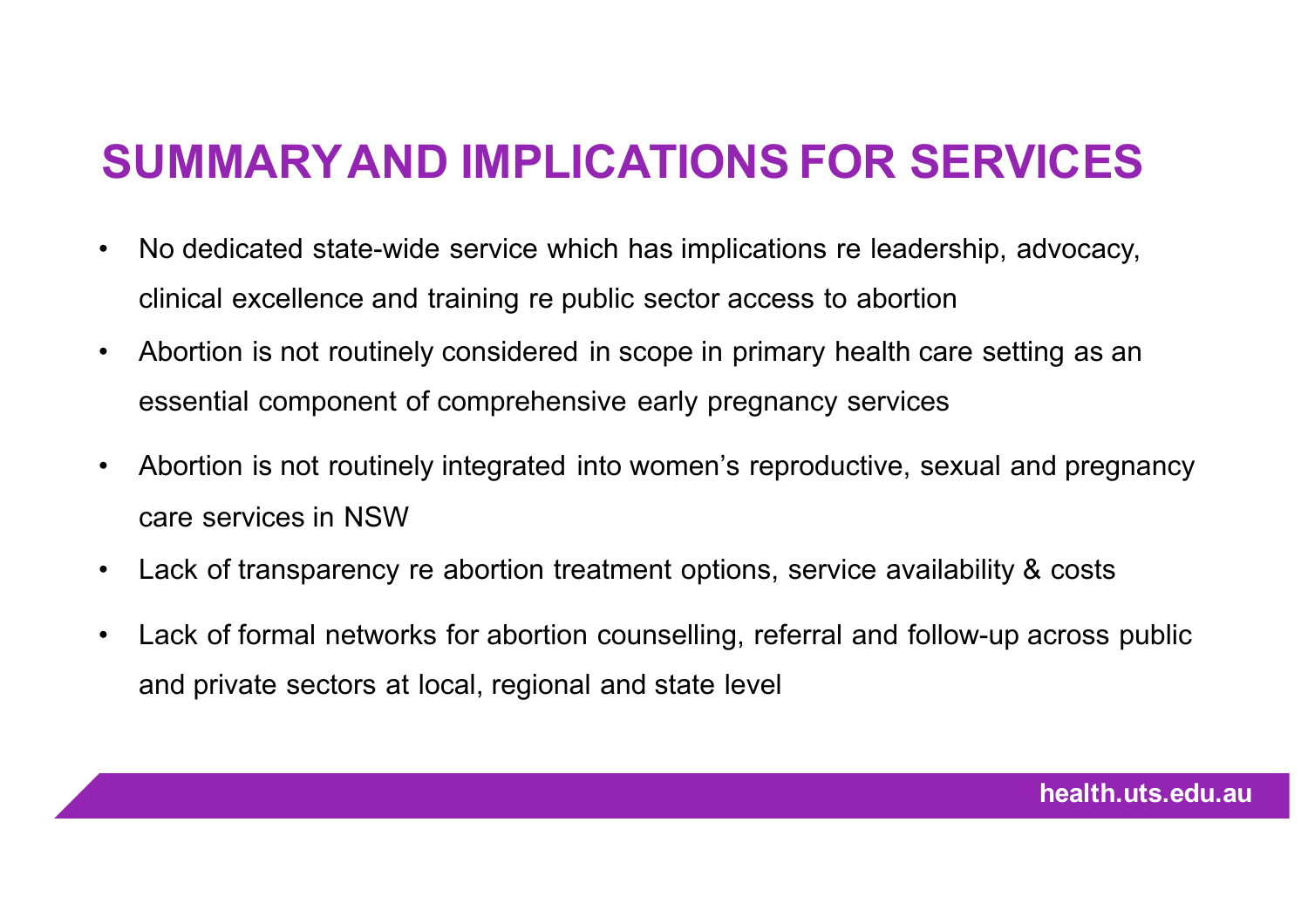# SUMMARY AND IMPLICATIONS FOR SERVICES

- No dedicated state-wide service which has implications re leadership, advocacy, clinical excellence and training re public sector access to abortion
- Abortion is not routinely considered in scope in primary health care setting as an essential component of comprehensive early pregnancy services
- Abortion is not routinely integrated into women's reproductive, sexual and pregnancy care services in NSW
- Lack of transparency re abortion treatment options, service availability & costs
- Lack of formal networks for abortion counselling, referral and follow-up across public and private sectors at local, regional and state level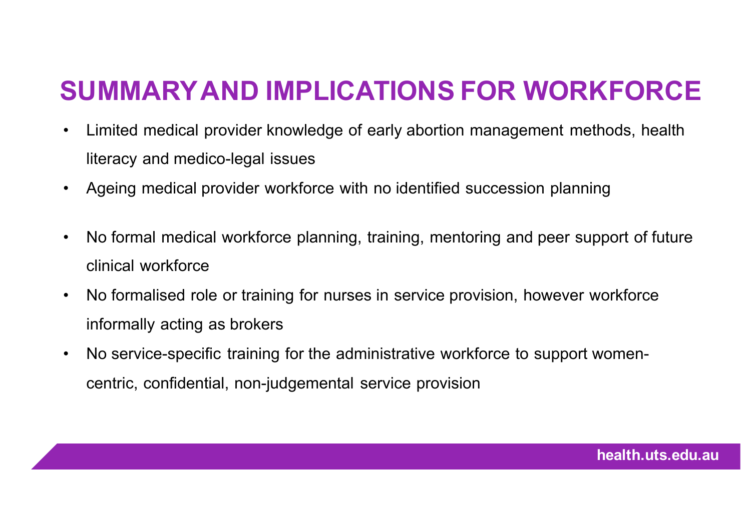# SUMMARY AND IMPLICATIONS FOR WORKFORCE

- Limited medical provider knowledge of early abortion management methods, health literacy and medico-legal issues
- Ageing medical provider workforce with no identified succession planning
- No formal medical workforce planning, training, mentoring and peer support of future clinical workforce
- No formalised role or training for nurses in service provision, however workforce informally acting as brokers
- No service-specific training for the administrative workforce to support women-centric, confidential, non-judgemental service provision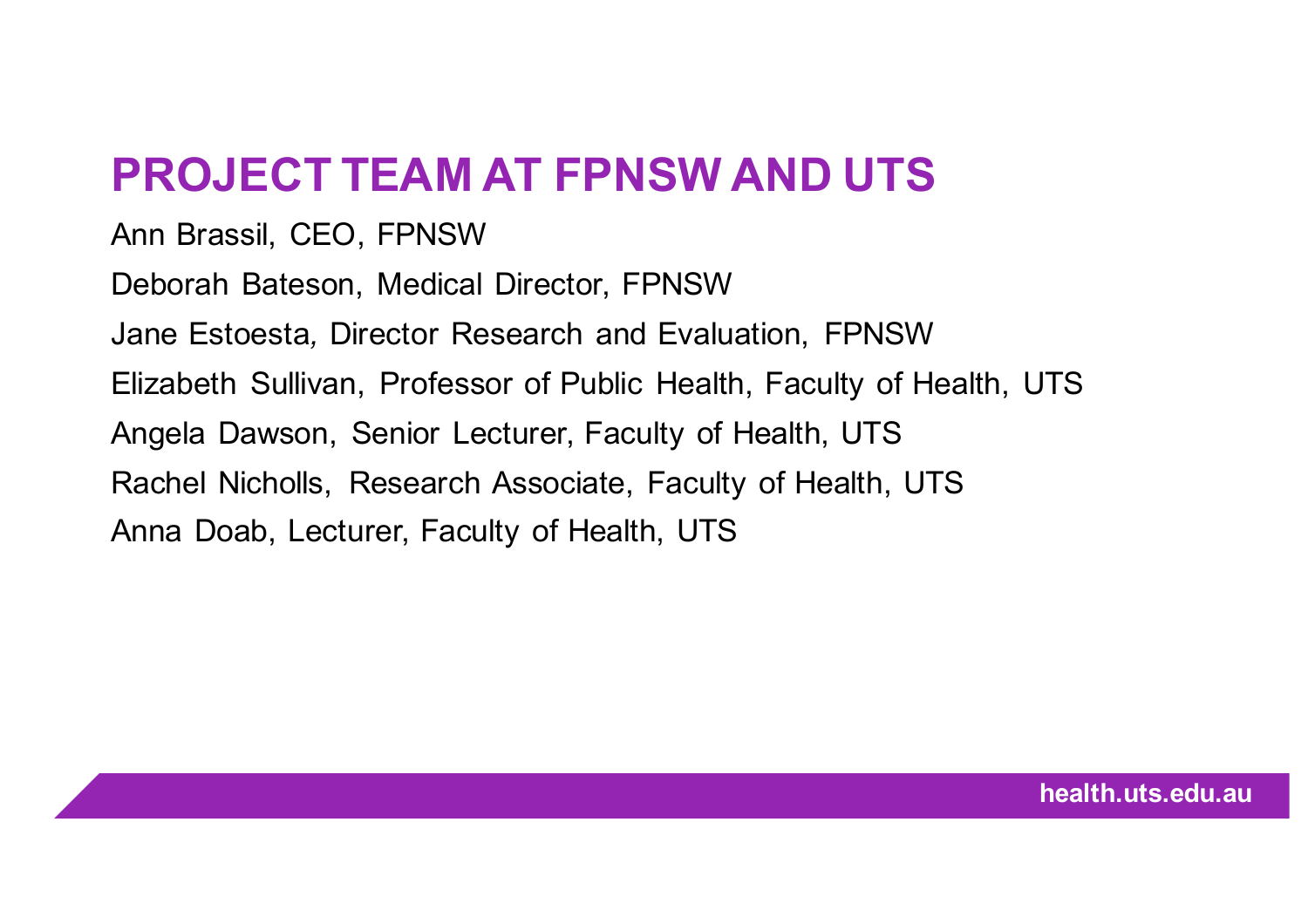# PROJECT TEAM AT FPNSW AND UTS

Ann Brassil, CEO, FPNSW

Deborah Bateson, Medical Director, FPNSW

Jane Estoesta, Director Research and Evaluation, FPNSW

Elizabeth Sullivan, Professor of Public Health, Faculty of Health, UTS

Angela Dawson, Senior Lecturer, Faculty of Health, UTS

Rachel Nicholls, Research Associate, Faculty of Health, UTS

Anna Doab, Lecturer, Faculty of Health, UTS